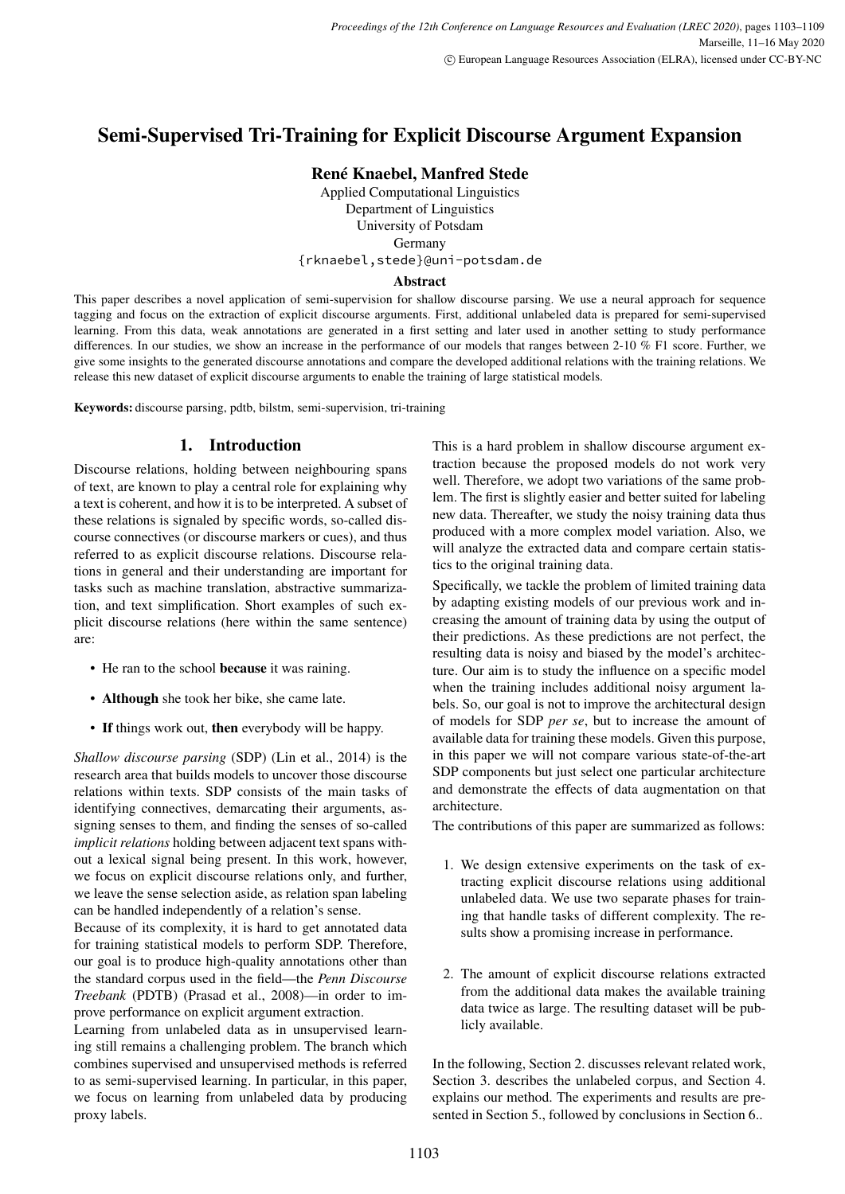# Semi-Supervised Tri-Training for Explicit Discourse Argument Expansion

**René Knaebel, Manfred Stede**

Applied Computational Linguistics
Department of Linguistics
University of Potsdam
Germany
{rknaebel,stede}@uni-potsdam.de

### Abstract

This paper describes a novel application of semi-supervision for shallow discourse parsing. We use a neural approach for sequence tagging and focus on the extraction of explicit discourse arguments. First, additional unlabeled data is prepared for semi-supervised learning. From this data, weak annotations are generated in a first setting and later used in another setting to study performance differences. In our studies, we show an increase in the performance of our models that ranges between 2-10 % F1 score. Further, we give some insights to the generated discourse annotations and compare the developed additional relations with the training relations. We release this new dataset of explicit discourse arguments to enable the training of large statistical models.

**Keywords:** discourse parsing, pdtb, bilstm, semi-supervision, tri-training

## 1. Introduction

Discourse relations, holding between neighbouring spans of text, are known to play a central role for explaining why a text is coherent, and how it is to be interpreted. A subset of these relations is signaled by specific words, so-called discourse connectives (or discourse markers or cues), and thus referred to as explicit discourse relations. Discourse relations in general and their understanding are important for tasks such as machine translation, abstractive summarization, and text simplification. Short examples of such explicit discourse relations (here within the same sentence) are:

- He ran to the school **because** it was raining.
- **Although** she took her bike, she came late.
- **If** things work out, **then** everybody will be happy.

*Shallow discourse parsing* (SDP) (Lin et al., 2014) is the research area that builds models to uncover those discourse relations within texts. SDP consists of the main tasks of identifying connectives, demarcating their arguments, assigning senses to them, and finding the senses of so-called *implicit relations* holding between adjacent text spans without a lexical signal being present. In this work, however, we focus on explicit discourse relations only, and further, we leave the sense selection aside, as relation span labeling can be handled independently of a relation's sense.

Because of its complexity, it is hard to get annotated data for training statistical models to perform SDP. Therefore, our goal is to produce high-quality annotations other than the standard corpus used in the field—the *Penn Discourse Treebank* (PDTB) (Prasad et al., 2008)—in order to improve performance on explicit argument extraction.

Learning from unlabeled data as in unsupervised learning still remains a challenging problem. The branch which combines supervised and unsupervised methods is referred to as semi-supervised learning. In particular, in this paper, we focus on learning from unlabeled data by producing proxy labels.

This is a hard problem in shallow discourse argument extraction because the proposed models do not work very well. Therefore, we adopt two variations of the same problem. The first is slightly easier and better suited for labeling new data. Thereafter, we study the noisy training data thus produced with a more complex model variation. Also, we will analyze the extracted data and compare certain statistics to the original training data.

Specifically, we tackle the problem of limited training data by adapting existing models of our previous work and increasing the amount of training data by using the output of their predictions. As these predictions are not perfect, the resulting data is noisy and biased by the model's architecture. Our aim is to study the influence on a specific model when the training includes additional noisy argument labels. So, our goal is not to improve the architectural design of models for SDP *per se*, but to increase the amount of available data for training these models. Given this purpose, in this paper we will not compare various state-of-the-art SDP components but just select one particular architecture and demonstrate the effects of data augmentation on that architecture.

The contributions of this paper are summarized as follows:

1. We design extensive experiments on the task of extracting explicit discourse relations using additional unlabeled data. We use two separate phases for training that handle tasks of different complexity. The results show a promising increase in performance.

2. The amount of explicit discourse relations extracted from the additional data makes the available training data twice as large. The resulting dataset will be publicly available.

In the following, Section 2. discusses relevant related work, Section 3. describes the unlabeled corpus, and Section 4. explains our method. The experiments and results are presented in Section 5., followed by conclusions in Section 6..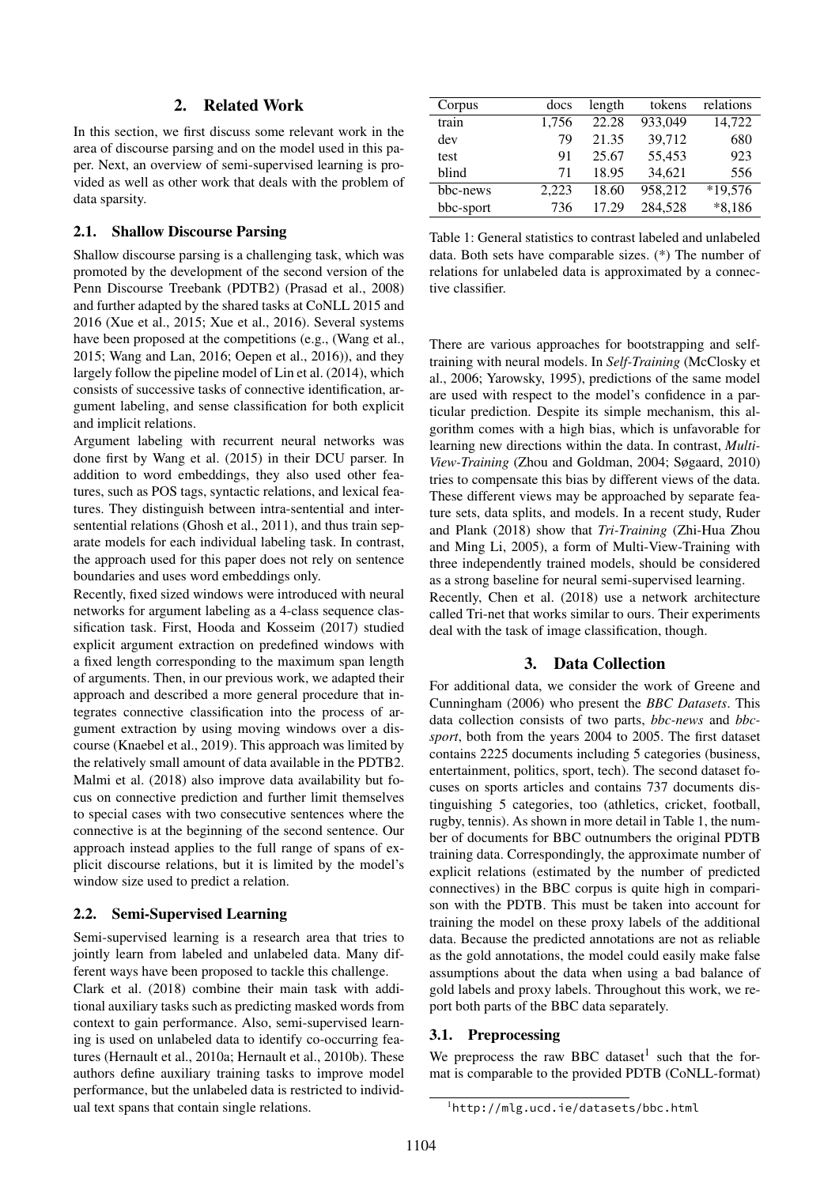## 2. Related Work

In this section, we first discuss some relevant work in the area of discourse parsing and on the model used in this paper. Next, an overview of semi-supervised learning is provided as well as other work that deals with the problem of data sparsity.

### 2.1. Shallow Discourse Parsing

Shallow discourse parsing is a challenging task, which was promoted by the development of the second version of the Penn Discourse Treebank (PDTB2) (Prasad et al., 2008) and further adapted by the shared tasks at CoNLL 2015 and 2016 (Xue et al., 2015; Xue et al., 2016). Several systems have been proposed at the competitions (e.g., (Wang et al., 2015; Wang and Lan, 2016; Oepen et al., 2016)), and they largely follow the pipeline model of Lin et al. (2014), which consists of successive tasks of connective identification, argument labeling, and sense classification for both explicit and implicit relations.

Argument labeling with recurrent neural networks was done first by Wang et al. (2015) in their DCU parser. In addition to word embeddings, they also used other features, such as POS tags, syntactic relations, and lexical features. They distinguish between intra-sentential and inter-sentential relations (Ghosh et al., 2011), and thus train separate models for each individual labeling task. In contrast, the approach used for this paper does not rely on sentence boundaries and uses word embeddings only.

Recently, fixed sized windows were introduced with neural networks for argument labeling as a 4-class sequence classification task. First, Hooda and Kosseim (2017) studied explicit argument extraction on predefined windows with a fixed length corresponding to the maximum span length of arguments. Then, in our previous work, we adapted their approach and described a more general procedure that integrates connective classification into the process of argument extraction by using moving windows over a discourse (Knaebel et al., 2019). This approach was limited by the relatively small amount of data available in the PDTB2. Malmi et al. (2018) also improve data availability but focus on connective prediction and further limit themselves to special cases with two consecutive sentences where the connective is at the beginning of the second sentence. Our approach instead applies to the full range of spans of explicit discourse relations, but it is limited by the model's window size used to predict a relation.

### 2.2. Semi-Supervised Learning

Semi-supervised learning is a research area that tries to jointly learn from labeled and unlabeled data. Many different ways have been proposed to tackle this challenge.

Clark et al. (2018) combine their main task with additional auxiliary tasks such as predicting masked words from context to gain performance. Also, semi-supervised learning is used on unlabeled data to identify co-occurring features (Hernault et al., 2010a; Hernault et al., 2010b). These authors define auxiliary training tasks to improve model performance, but the unlabeled data is restricted to individual text spans that contain single relations.

| Corpus | docs | length | tokens | relations |
|---|---|---|---|---|
| train | 1,756 | 22.28 | 933,049 | 14,722 |
| dev | 79 | 21.35 | 39,712 | 680 |
| test | 91 | 25.67 | 55,453 | 923 |
| blind | 71 | 18.95 | 34,621 | 556 |
| bbc-news | 2,223 | 18.60 | 958,212 | *19,576 |
| bbc-sport | 736 | 17.29 | 284,528 | *8,186 |

Table 1: General statistics to contrast labeled and unlabeled data. Both sets have comparable sizes. (*) The number of relations for unlabeled data is approximated by a connective classifier.

There are various approaches for bootstrapping and self-training with neural models. In *Self-Training* (McClosky et al., 2006; Yarowsky, 1995), predictions of the same model are used with respect to the model's confidence in a particular prediction. Despite its simple mechanism, this algorithm comes with a high bias, which is unfavorable for learning new directions within the data. In contrast, *Multi-View-Training* (Zhou and Goldman, 2004; Søgaard, 2010) tries to compensate this bias by different views of the data. These different views may be approached by separate feature sets, data splits, and models. In a recent study, Ruder and Plank (2018) show that *Tri-Training* (Zhi-Hua Zhou and Ming Li, 2005), a form of Multi-View-Training with three independently trained models, should be considered as a strong baseline for neural semi-supervised learning.

Recently, Chen et al. (2018) use a network architecture called Tri-net that works similar to ours. Their experiments deal with the task of image classification, though.

## 3. Data Collection

For additional data, we consider the work of Greene and Cunningham (2006) who present the *BBC Datasets*. This data collection consists of two parts, *bbc-news* and *bbc-sport*, both from the years 2004 to 2005. The first dataset contains 2225 documents including 5 categories (business, entertainment, politics, sport, tech). The second dataset focuses on sports articles and contains 737 documents distinguishing 5 categories, too (athletics, cricket, football, rugby, tennis). As shown in more detail in Table 1, the number of documents for BBC outnumbers the original PDTB training data. Correspondingly, the approximate number of explicit relations (estimated by the number of predicted connectives) in the BBC corpus is quite high in comparison with the PDTB. This must be taken into account for training the model on these proxy labels of the additional data. Because the predicted annotations are not as reliable as the gold annotations, the model could easily make false assumptions about the data when using a bad balance of gold labels and proxy labels. Throughout this work, we report both parts of the BBC data separately.

### 3.1. Preprocessing

We preprocess the raw BBC dataset[1] such that the format is comparable to the provided PDTB (CoNLL-format)

[1] http://mlg.ucd.ie/datasets/bbc.html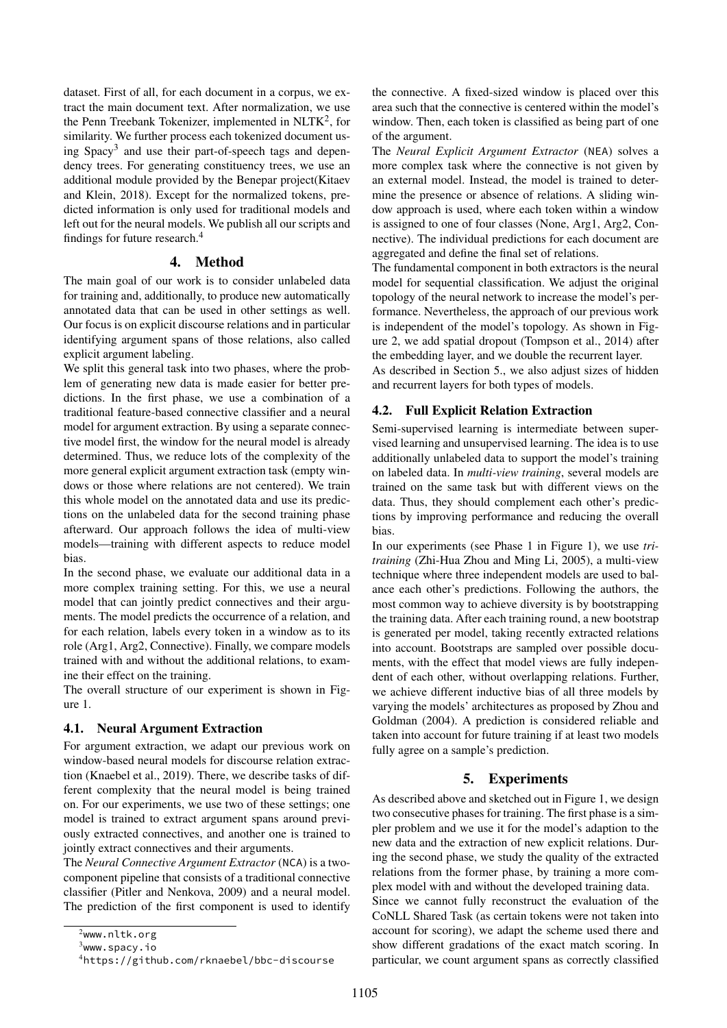dataset. First of all, for each document in a corpus, we extract the main document text. After normalization, we use the Penn Treebank Tokenizer, implemented in NLTK[2], for similarity. We further process each tokenized document using Spacy[3] and use their part-of-speech tags and dependency trees. For generating constituency trees, we use an additional module provided by the Benepar project(Kitaev and Klein, 2018). Except for the normalized tokens, predicted information is only used for traditional models and left out for the neural models. We publish all our scripts and findings for future research.[4]

## 4. Method

The main goal of our work is to consider unlabeled data for training and, additionally, to produce new automatically annotated data that can be used in other settings as well. Our focus is on explicit discourse relations and in particular identifying argument spans of those relations, also called explicit argument labeling.

We split this general task into two phases, where the problem of generating new data is made easier for better predictions. In the first phase, we use a combination of a traditional feature-based connective classifier and a neural model for argument extraction. By using a separate connective model first, the window for the neural model is already determined. Thus, we reduce lots of the complexity of the more general explicit argument extraction task (empty windows or those where relations are not centered). We train this whole model on the annotated data and use its predictions on the unlabeled data for the second training phase afterward. Our approach follows the idea of multi-view models—training with different aspects to reduce model bias.

In the second phase, we evaluate our additional data in a more complex training setting. For this, we use a neural model that can jointly predict connectives and their arguments. The model predicts the occurrence of a relation, and for each relation, labels every token in a window as to its role (Arg1, Arg2, Connective). Finally, we compare models trained with and without the additional relations, to examine their effect on the training.

The overall structure of our experiment is shown in Figure 1.

### 4.1. Neural Argument Extraction

For argument extraction, we adapt our previous work on window-based neural models for discourse relation extraction (Knaebel et al., 2019). There, we describe tasks of different complexity that the neural model is being trained on. For our experiments, we use two of these settings; one model is trained to extract argument spans around previously extracted connectives, and another one is trained to jointly extract connectives and their arguments.

The *Neural Connective Argument Extractor* (NCA) is a two-component pipeline that consists of a traditional connective classifier (Pitler and Nenkova, 2009) and a neural model. The prediction of the first component is used to identify the connective. A fixed-sized window is placed over this area such that the connective is centered within the model's window. Then, each token is classified as being part of one of the argument.

The *Neural Explicit Argument Extractor* (NEA) solves a more complex task where the connective is not given by an external model. Instead, the model is trained to determine the presence or absence of relations. A sliding window approach is used, where each token within a window is assigned to one of four classes (None, Arg1, Arg2, Connective). The individual predictions for each document are aggregated and define the final set of relations.

The fundamental component in both extractors is the neural model for sequential classification. We adjust the original topology of the neural network to increase the model's performance. Nevertheless, the approach of our previous work is independent of the model's topology. As shown in Figure 2, we add spatial dropout (Tompson et al., 2014) after the embedding layer, and we double the recurrent layer.

As described in Section 5., we also adjust sizes of hidden and recurrent layers for both types of models.

### 4.2. Full Explicit Relation Extraction

Semi-supervised learning is intermediate between supervised learning and unsupervised learning. The idea is to use additionally unlabeled data to support the model's training on labeled data. In *multi-view training*, several models are trained on the same task but with different views on the data. Thus, they should complement each other's predictions by improving performance and reducing the overall bias.

In our experiments (see Phase 1 in Figure 1), we use *tri-training* (Zhi-Hua Zhou and Ming Li, 2005), a multi-view technique where three independent models are used to balance each other's predictions. Following the authors, the most common way to achieve diversity is by bootstrapping the training data. After each training round, a new bootstrap is generated per model, taking recently extracted relations into account. Bootstraps are sampled over possible documents, with the effect that model views are fully independent of each other, without overlapping relations. Further, we achieve different inductive bias of all three models by varying the models' architectures as proposed by Zhou and Goldman (2004). A prediction is considered reliable and taken into account for future training if at least two models fully agree on a sample's prediction.

## 5. Experiments

As described above and sketched out in Figure 1, we design two consecutive phases for training. The first phase is a simpler problem and we use it for the model's adaption to the new data and the extraction of new explicit relations. During the second phase, we study the quality of the extracted relations from the former phase, by training a more complex model with and without the developed training data.

Since we cannot fully reconstruct the evaluation of the CoNLL Shared Task (as certain tokens were not taken into account for scoring), we adapt the scheme used there and show different gradations of the exact match scoring. In particular, we count argument spans as correctly classified

[2] www.nltk.org

[3] www.spacy.io

[4] https://github.com/rknaebel/bbc-discourse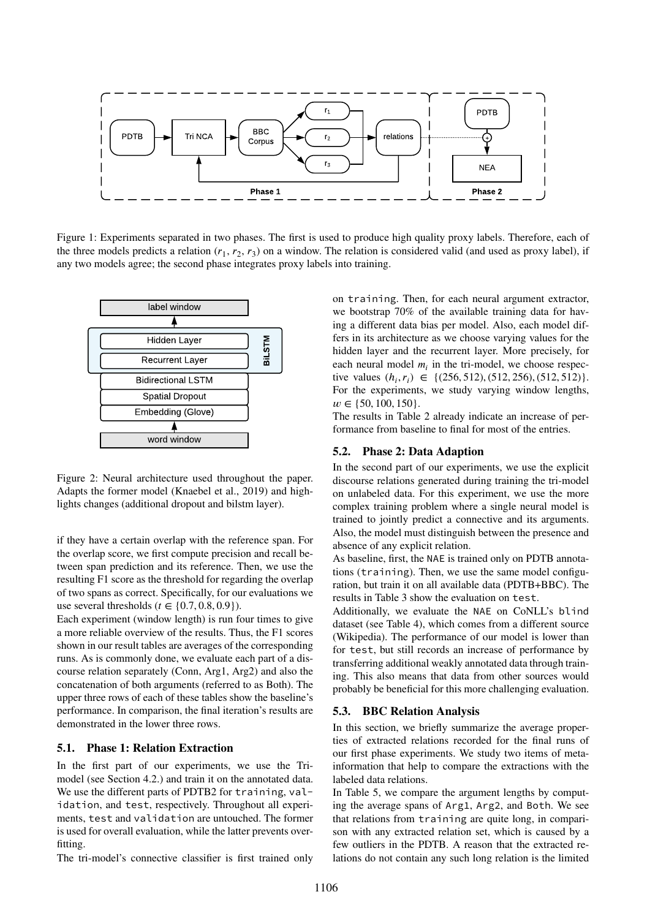Figure 1: Experiments separated in two phases. The first is used to produce high quality proxy labels. Therefore, each of the three models predicts a relation ($r_1$, $r_2$, $r_3$) on a window. The relation is considered valid (and used as proxy label), if any two models agree; the second phase integrates proxy labels into training.

Figure 2: Neural architecture used throughout the paper. Adapts the former model (Knaebel et al., 2019) and highlights changes (additional dropout and bilstm layer).

if they have a certain overlap with the reference span. For the overlap score, we first compute precision and recall between span prediction and its reference. Then, we use the resulting F1 score as the threshold for regarding the overlap of two spans as correct. Specifically, for our evaluations we use several thresholds ($t \in \{0.7, 0.8, 0.9\}$).

Each experiment (window length) is run four times to give a more reliable overview of the results. Thus, the F1 scores shown in our result tables are averages of the corresponding runs. As is commonly done, we evaluate each part of a discourse relation separately (Conn, Arg1, Arg2) and also the concatenation of both arguments (referred to as Both). The upper three rows of each of these tables show the baseline's performance. In comparison, the final iteration's results are demonstrated in the lower three rows.

### 5.1. Phase 1: Relation Extraction

In the first part of our experiments, we use the Tri-model (see Section 4.2.) and train it on the annotated data. We use the different parts of PDTB2 for `training`, `validation`, and `test`, respectively. Throughout all experiments, `test` and `validation` are untouched. The former is used for overall evaluation, while the latter prevents overfitting.

The tri-model's connective classifier is first trained only on `training`. Then, for each neural argument extractor, we bootstrap 70% of the available training data for having a different data bias per model. Also, each model differs in its architecture as we choose varying values for the hidden layer and the recurrent layer. More precisely, for each neural model $m_i$ in the tri-model, we choose respective values $(h_i, r_i) \in \{(256, 512), (512, 256), (512, 512)\}$. For the experiments, we study varying window lengths, $w \in \{50, 100, 150\}$.

The results in Table 2 already indicate an increase of performance from baseline to final for most of the entries.

### 5.2. Phase 2: Data Adaption

In the second part of our experiments, we use the explicit discourse relations generated during training the tri-model on unlabeled data. For this experiment, we use the more complex training problem where a single neural model is trained to jointly predict a connective and its arguments. Also, the model must distinguish between the presence and absence of any explicit relation.

As baseline, first, the `NAE` is trained only on PDTB annotations (`training`). Then, we use the same model configuration, but train it on all available data (PDTB+BBC). The results in Table 3 show the evaluation on `test`.

Additionally, we evaluate the `NAE` on CoNLL's `blind` dataset (see Table 4), which comes from a different source (Wikipedia). The performance of our model is lower than for `test`, but still records an increase of performance by transferring additional weakly annotated data through training. This also means that data from other sources would probably be beneficial for this more challenging evaluation.

### 5.3. BBC Relation Analysis

In this section, we briefly summarize the average properties of extracted relations recorded for the final runs of our first phase experiments. We study two items of meta-information that help to compare the extractions with the labeled data relations.

In Table 5, we compare the argument lengths by computing the average spans of `Arg1`, `Arg2`, and `Both`. We see that relations from `training` are quite long, in comparison with any extracted relation set, which is caused by a few outliers in the PDTB. A reason that the extracted relations do not contain any such long relation is the limited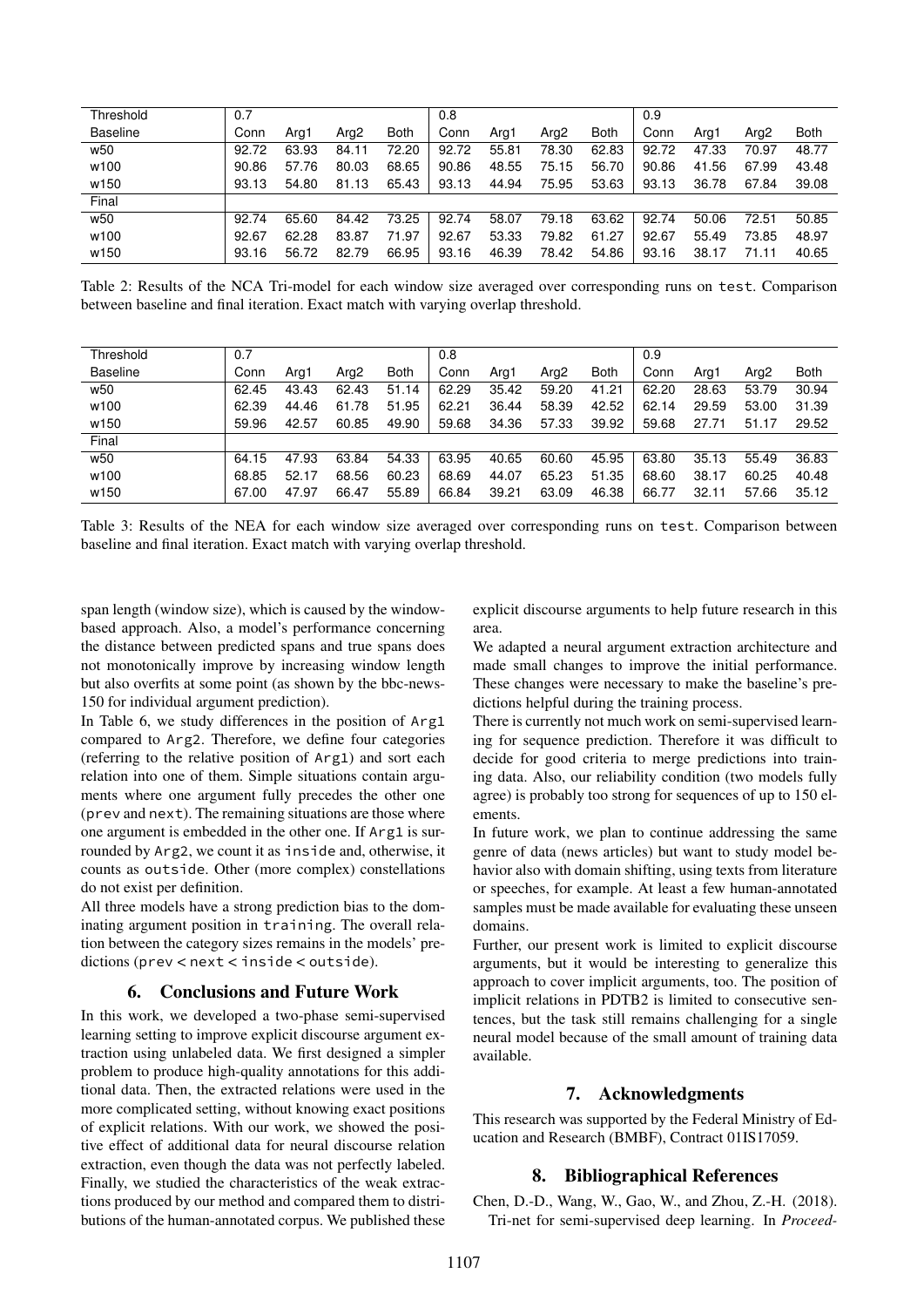| Threshold | 0.7 | | | | 0.8 | | | | 0.9 | | | |
|---|---|---|---|---|---|---|---|---|---|---|---|---|
| Baseline | Conn | Arg1 | Arg2 | Both | Conn | Arg1 | Arg2 | Both | Conn | Arg1 | Arg2 | Both |
| w50 | 92.72 | 63.93 | 84.11 | 72.20 | 92.72 | 55.81 | 78.30 | 62.83 | 92.72 | 47.33 | 70.97 | 48.77 |
| w100 | 90.86 | 57.76 | 80.03 | 68.65 | 90.86 | 48.55 | 75.15 | 56.70 | 90.86 | 41.56 | 67.99 | 43.48 |
| w150 | 93.13 | 54.80 | 81.13 | 65.43 | 93.13 | 44.94 | 75.95 | 53.63 | 93.13 | 36.78 | 67.84 | 39.08 |
| Final | | | | | | | | | | | | |
| w50 | 92.74 | 65.60 | 84.42 | 73.25 | 92.74 | 58.07 | 79.18 | 63.62 | 92.74 | 50.06 | 72.51 | 50.85 |
| w100 | 92.67 | 62.28 | 83.87 | 71.97 | 92.67 | 53.33 | 79.82 | 61.27 | 92.67 | 55.49 | 73.85 | 48.97 |
| w150 | 93.16 | 56.72 | 82.79 | 66.95 | 93.16 | 46.39 | 78.42 | 54.86 | 93.16 | 38.17 | 71.11 | 40.65 |

Table 2: Results of the NCA Tri-model for each window size averaged over corresponding runs on `test`. Comparison between baseline and final iteration. Exact match with varying overlap threshold.

| Threshold | 0.7 | | | | 0.8 | | | | 0.9 | | | |
|---|---|---|---|---|---|---|---|---|---|---|---|---|
| Baseline | Conn | Arg1 | Arg2 | Both | Conn | Arg1 | Arg2 | Both | Conn | Arg1 | Arg2 | Both |
| w50 | 62.45 | 43.43 | 62.43 | 51.14 | 62.29 | 35.42 | 59.20 | 41.21 | 62.20 | 28.63 | 53.79 | 30.94 |
| w100 | 62.39 | 44.46 | 61.78 | 51.95 | 62.21 | 36.44 | 58.39 | 42.52 | 62.14 | 29.59 | 53.00 | 31.39 |
| w150 | 59.96 | 42.57 | 60.85 | 49.90 | 59.68 | 34.36 | 57.33 | 39.92 | 59.68 | 27.71 | 51.17 | 29.52 |
| Final | | | | | | | | | | | | |
| w50 | 64.15 | 47.93 | 63.84 | 54.33 | 63.95 | 40.65 | 60.60 | 45.95 | 63.80 | 35.13 | 55.49 | 36.83 |
| w100 | 68.85 | 52.17 | 68.56 | 60.23 | 68.69 | 44.07 | 65.23 | 51.35 | 68.60 | 38.17 | 60.25 | 40.48 |
| w150 | 67.00 | 47.97 | 66.47 | 55.89 | 66.84 | 39.21 | 63.09 | 46.38 | 66.77 | 32.11 | 57.66 | 35.12 |

Table 3: Results of the NEA for each window size averaged over corresponding runs on `test`. Comparison between baseline and final iteration. Exact match with varying overlap threshold.

span length (window size), which is caused by the window-based approach. Also, a model's performance concerning the distance between predicted spans and true spans does not monotonically improve by increasing window length but also overfits at some point (as shown by the bbc-news-150 for individual argument prediction).

In Table 6, we study differences in the position of `Arg1` compared to `Arg2`. Therefore, we define four categories (referring to the relative position of `Arg1`) and sort each relation into one of them. Simple situations contain arguments where one argument fully precedes the other one (`prev` and `next`). The remaining situations are those where one argument is embedded in the other one. If `Arg1` is surrounded by `Arg2`, we count it as `inside` and, otherwise, it counts as `outside`. Other (more complex) constellations do not exist per definition.

All three models have a strong prediction bias to the dominating argument position in `training`. The overall relation between the category sizes remains in the models' predictions (`prev` < `next` < `inside` < `outside`).

## 6. Conclusions and Future Work

In this work, we developed a two-phase semi-supervised learning setting to improve explicit discourse argument extraction using unlabeled data. We first designed a simpler problem to produce high-quality annotations for this additional data. Then, the extracted relations were used in the more complicated setting, without knowing exact positions of explicit relations. With our work, we showed the positive effect of additional data for neural discourse relation extraction, even though the data was not perfectly labeled. Finally, we studied the characteristics of the weak extractions produced by our method and compared them to distributions of the human-annotated corpus. We published these explicit discourse arguments to help future research in this area.

We adapted a neural argument extraction architecture and made small changes to improve the initial performance. These changes were necessary to make the baseline's predictions helpful during the training process.

There is currently not much work on semi-supervised learning for sequence prediction. Therefore it was difficult to decide for good criteria to merge predictions into training data. Also, our reliability condition (two models fully agree) is probably too strong for sequences of up to 150 elements.

In future work, we plan to continue addressing the same genre of data (news articles) but want to study model behavior also with domain shifting, using texts from literature or speeches, for example. At least a few human-annotated samples must be made available for evaluating these unseen domains.

Further, our present work is limited to explicit discourse arguments, but it would be interesting to generalize this approach to cover implicit arguments, too. The position of implicit relations in PDTB2 is limited to consecutive sentences, but the task still remains challenging for a single neural model because of the small amount of training data available.

## 7. Acknowledgments

This research was supported by the Federal Ministry of Education and Research (BMBF), Contract 01IS17059.

## 8. Bibliographical References

Chen, D.-D., Wang, W., Gao, W., and Zhou, Z.-H. (2018). Tri-net for semi-supervised deep learning. In *Proceed-*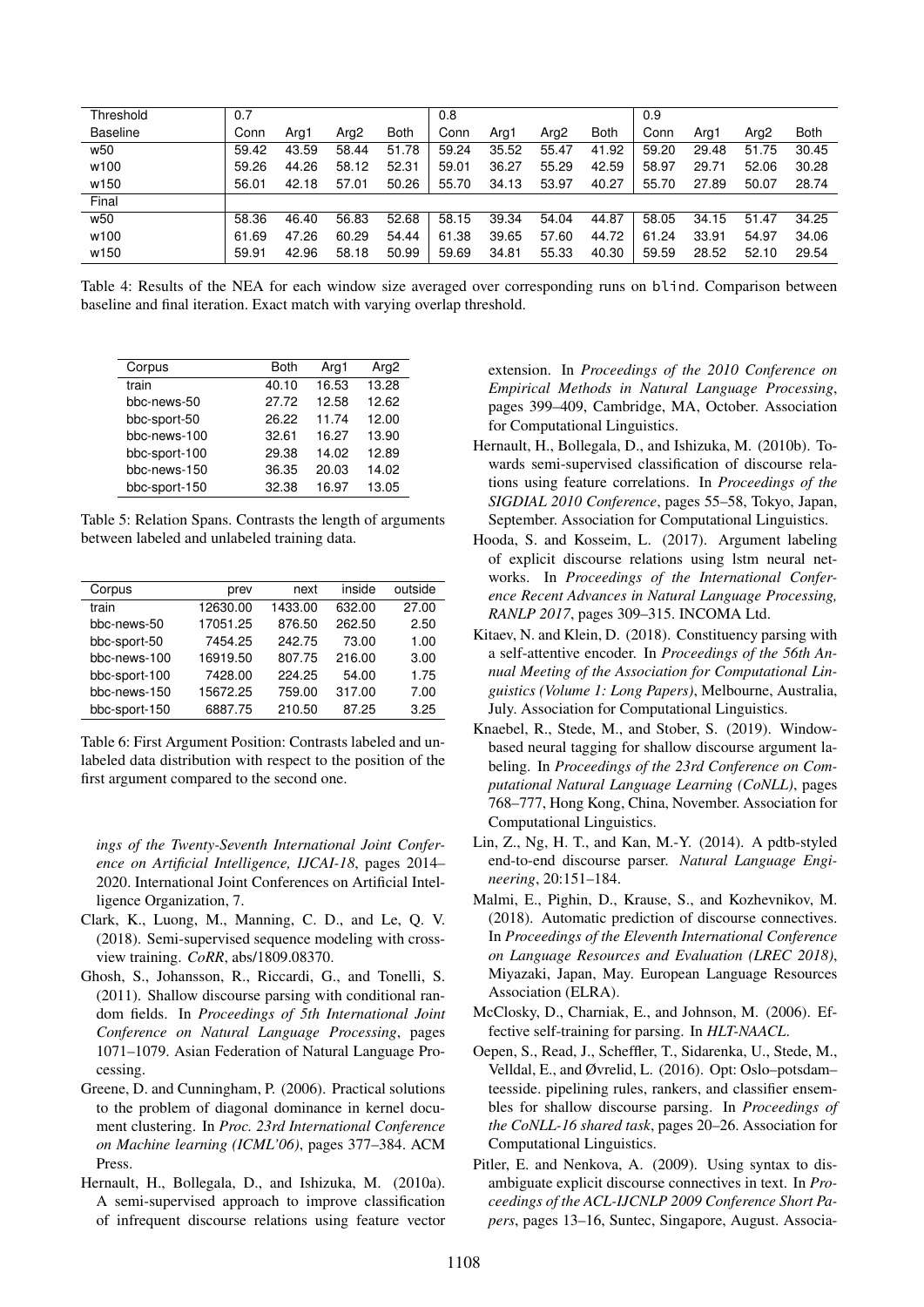| Threshold | 0.7 | | | | 0.8 | | | | 0.9 | | | |
|---|---|---|---|---|---|---|---|---|---|---|---|---|
| Baseline | Conn | Arg1 | Arg2 | Both | Conn | Arg1 | Arg2 | Both | Conn | Arg1 | Arg2 | Both |
| w50 | 59.42 | 43.59 | 58.44 | 51.78 | 59.24 | 35.52 | 55.47 | 41.92 | 59.20 | 29.48 | 51.75 | 30.45 |
| w100 | 59.26 | 44.26 | 58.12 | 52.31 | 59.01 | 36.27 | 55.29 | 42.59 | 58.97 | 29.71 | 52.06 | 30.28 |
| w150 | 56.01 | 42.18 | 57.01 | 50.26 | 55.70 | 34.13 | 53.97 | 40.27 | 55.70 | 27.89 | 50.07 | 28.74 |
| Final | | | | | | | | | | | | |
| w50 | 58.36 | 46.40 | 56.83 | 52.68 | 58.15 | 39.34 | 54.04 | 44.87 | 58.05 | 34.15 | 51.47 | 34.25 |
| w100 | 61.69 | 47.26 | 60.29 | 54.44 | 61.38 | 39.65 | 57.60 | 44.72 | 61.24 | 33.91 | 54.97 | 34.06 |
| w150 | 59.91 | 42.96 | 58.18 | 50.99 | 59.69 | 34.81 | 55.33 | 40.30 | 59.59 | 28.52 | 52.10 | 29.54 |

Table 4: Results of the NEA for each window size averaged over corresponding runs on blind. Comparison between baseline and final iteration. Exact match with varying overlap threshold.

| Corpus | Both | Arg1 | Arg2 |
|---|---|---|---|
| train | 40.10 | 16.53 | 13.28 |
| bbc-news-50 | 27.72 | 12.58 | 12.62 |
| bbc-sport-50 | 26.22 | 11.74 | 12.00 |
| bbc-news-100 | 32.61 | 16.27 | 13.90 |
| bbc-sport-100 | 29.38 | 14.02 | 12.89 |
| bbc-news-150 | 36.35 | 20.03 | 14.02 |
| bbc-sport-150 | 32.38 | 16.97 | 13.05 |

Table 5: Relation Spans. Contrasts the length of arguments between labeled and unlabeled training data.

| Corpus | prev | next | inside | outside |
|---|---|---|---|---|
| train | 12630.00 | 1433.00 | 632.00 | 27.00 |
| bbc-news-50 | 17051.25 | 876.50 | 262.50 | 2.50 |
| bbc-sport-50 | 7454.25 | 242.75 | 73.00 | 1.00 |
| bbc-news-100 | 16919.50 | 807.75 | 216.00 | 3.00 |
| bbc-sport-100 | 7428.00 | 224.25 | 54.00 | 1.75 |
| bbc-news-150 | 15672.25 | 759.00 | 317.00 | 7.00 |
| bbc-sport-150 | 6887.75 | 210.50 | 87.25 | 3.25 |

Table 6: First Argument Position: Contrasts labeled and unlabeled data distribution with respect to the position of the first argument compared to the second one.

*ings of the Twenty-Seventh International Joint Conference on Artificial Intelligence, IJCAI-18*, pages 2014–2020. International Joint Conferences on Artificial Intelligence Organization, 7.

Clark, K., Luong, M., Manning, C. D., and Le, Q. V. (2018). Semi-supervised sequence modeling with cross-view training. *CoRR*, abs/1809.08370.

Ghosh, S., Johansson, R., Riccardi, G., and Tonelli, S. (2011). Shallow discourse parsing with conditional random fields. In *Proceedings of 5th International Joint Conference on Natural Language Processing*, pages 1071–1079. Asian Federation of Natural Language Processing.

Greene, D. and Cunningham, P. (2006). Practical solutions to the problem of diagonal dominance in kernel document clustering. In *Proc. 23rd International Conference on Machine learning (ICML'06)*, pages 377–384. ACM Press.

Hernault, H., Bollegala, D., and Ishizuka, M. (2010a). A semi-supervised approach to improve classification of infrequent discourse relations using feature vector extension. In *Proceedings of the 2010 Conference on Empirical Methods in Natural Language Processing*, pages 399–409, Cambridge, MA, October. Association for Computational Linguistics.

Hernault, H., Bollegala, D., and Ishizuka, M. (2010b). Towards semi-supervised classification of discourse relations using feature correlations. In *Proceedings of the SIGDIAL 2010 Conference*, pages 55–58, Tokyo, Japan, September. Association for Computational Linguistics.

Hooda, S. and Kosseim, L. (2017). Argument labeling of explicit discourse relations using lstm neural networks. In *Proceedings of the International Conference Recent Advances in Natural Language Processing, RANLP 2017*, pages 309–315. INCOMA Ltd.

Kitaev, N. and Klein, D. (2018). Constituency parsing with a self-attentive encoder. In *Proceedings of the 56th Annual Meeting of the Association for Computational Linguistics (Volume 1: Long Papers)*, Melbourne, Australia, July. Association for Computational Linguistics.

Knaebel, R., Stede, M., and Stober, S. (2019). Window-based neural tagging for shallow discourse argument labeling. In *Proceedings of the 23rd Conference on Computational Natural Language Learning (CoNLL)*, pages 768–777, Hong Kong, China, November. Association for Computational Linguistics.

Lin, Z., Ng, H. T., and Kan, M.-Y. (2014). A pdtb-styled end-to-end discourse parser. *Natural Language Engineering*, 20:151–184.

Malmi, E., Pighin, D., Krause, S., and Kozhevnikov, M. (2018). Automatic prediction of discourse connectives. In *Proceedings of the Eleventh International Conference on Language Resources and Evaluation (LREC 2018)*, Miyazaki, Japan, May. European Language Resources Association (ELRA).

McClosky, D., Charniak, E., and Johnson, M. (2006). Effective self-training for parsing. In *HLT-NAACL*.

Oepen, S., Read, J., Scheffler, T., Sidarenka, U., Stede, M., Velldal, E., and Øvrelid, L. (2016). Opt: Oslo–potsdam–teesside. pipelining rules, rankers, and classifier ensembles for shallow discourse parsing. In *Proceedings of the CoNLL-16 shared task*, pages 20–26. Association for Computational Linguistics.

Pitler, E. and Nenkova, A. (2009). Using syntax to disambiguate explicit discourse connectives in text. In *Proceedings of the ACL-IJCNLP 2009 Conference Short Papers*, pages 13–16, Suntec, Singapore, August. Associa-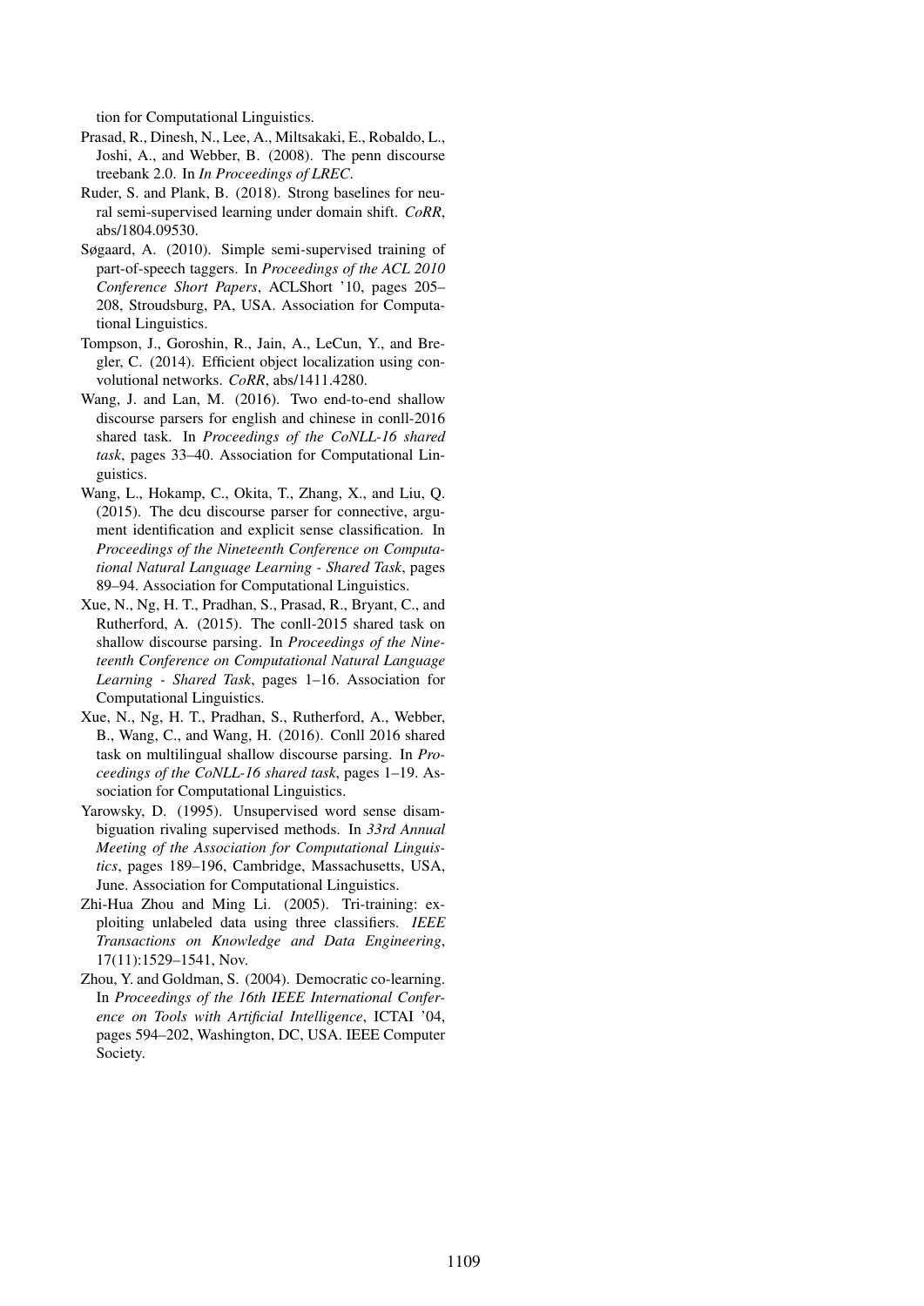tion for Computational Linguistics.

Prasad, R., Dinesh, N., Lee, A., Miltsakaki, E., Robaldo, L., Joshi, A., and Webber, B. (2008). The penn discourse treebank 2.0. In *In Proceedings of LREC*.

Ruder, S. and Plank, B. (2018). Strong baselines for neural semi-supervised learning under domain shift. *CoRR*, abs/1804.09530.

Søgaard, A. (2010). Simple semi-supervised training of part-of-speech taggers. In *Proceedings of the ACL 2010 Conference Short Papers*, ACLShort '10, pages 205–208, Stroudsburg, PA, USA. Association for Computational Linguistics.

Tompson, J., Goroshin, R., Jain, A., LeCun, Y., and Bregler, C. (2014). Efficient object localization using convolutional networks. *CoRR*, abs/1411.4280.

Wang, J. and Lan, M. (2016). Two end-to-end shallow discourse parsers for english and chinese in conll-2016 shared task. In *Proceedings of the CoNLL-16 shared task*, pages 33–40. Association for Computational Linguistics.

Wang, L., Hokamp, C., Okita, T., Zhang, X., and Liu, Q. (2015). The dcu discourse parser for connective, argument identification and explicit sense classification. In *Proceedings of the Nineteenth Conference on Computational Natural Language Learning - Shared Task*, pages 89–94. Association for Computational Linguistics.

Xue, N., Ng, H. T., Pradhan, S., Prasad, R., Bryant, C., and Rutherford, A. (2015). The conll-2015 shared task on shallow discourse parsing. In *Proceedings of the Nineteenth Conference on Computational Natural Language Learning - Shared Task*, pages 1–16. Association for Computational Linguistics.

Xue, N., Ng, H. T., Pradhan, S., Rutherford, A., Webber, B., Wang, C., and Wang, H. (2016). Conll 2016 shared task on multilingual shallow discourse parsing. In *Proceedings of the CoNLL-16 shared task*, pages 1–19. Association for Computational Linguistics.

Yarowsky, D. (1995). Unsupervised word sense disambiguation rivaling supervised methods. In *33rd Annual Meeting of the Association for Computational Linguistics*, pages 189–196, Cambridge, Massachusetts, USA, June. Association for Computational Linguistics.

Zhi-Hua Zhou and Ming Li. (2005). Tri-training: exploiting unlabeled data using three classifiers. *IEEE Transactions on Knowledge and Data Engineering*, 17(11):1529–1541, Nov.

Zhou, Y. and Goldman, S. (2004). Democratic co-learning. In *Proceedings of the 16th IEEE International Conference on Tools with Artificial Intelligence*, ICTAI '04, pages 594–202, Washington, DC, USA. IEEE Computer Society.